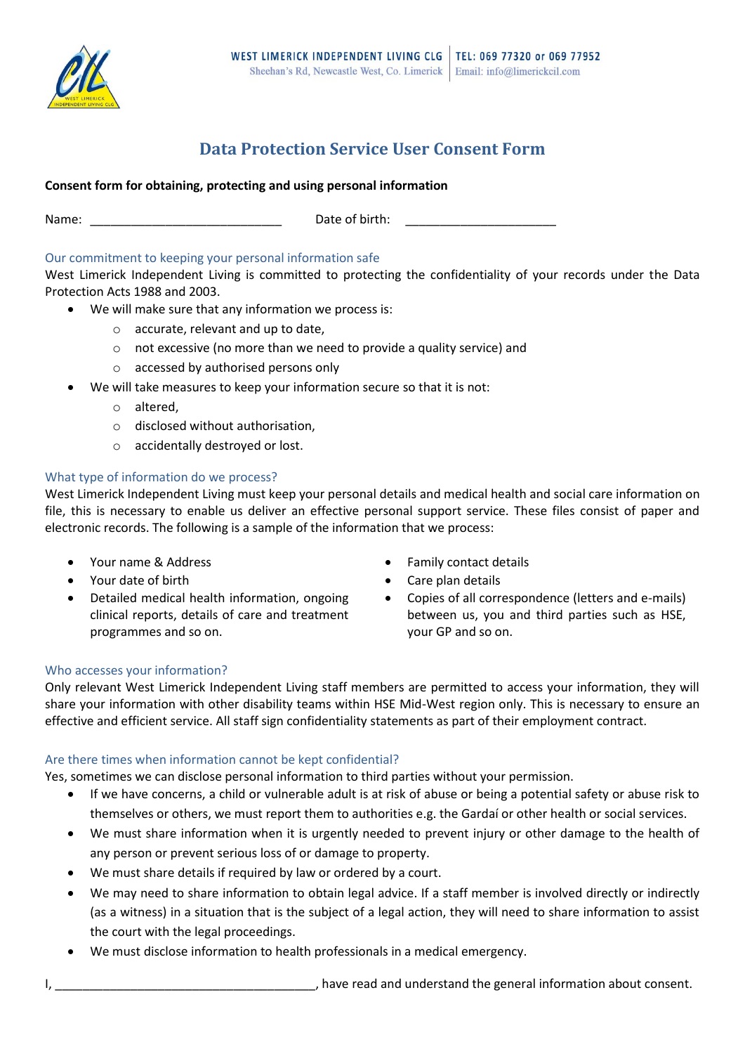WEST LIMERICK INDEPENDENT LIVING CLG
Sheehan's Rd, Newcastle West, Co. Limerick

TEL: 069 77320 or 069 77952
Email: info@limerickcil.com

# Data Protection Service User Consent Form

**Consent form for obtaining, protecting and using personal information**

Name: ____________________________ Date of birth: ______________________

## Our commitment to keeping your personal information safe

West Limerick Independent Living is committed to protecting the confidentiality of your records under the Data Protection Acts 1988 and 2003.

- We will make sure that any information we process is:
  - accurate, relevant and up to date,
  - not excessive (no more than we need to provide a quality service) and
  - accessed by authorised persons only
- We will take measures to keep your information secure so that it is not:
  - altered,
  - disclosed without authorisation,
  - accidentally destroyed or lost.

## What type of information do we process?

West Limerick Independent Living must keep your personal details and medical health and social care information on file, this is necessary to enable us deliver an effective personal support service. These files consist of paper and electronic records. The following is a sample of the information that we process:

- Your name & Address
- Your date of birth
- Detailed medical health information, ongoing clinical reports, details of care and treatment programmes and so on.
- Family contact details
- Care plan details
- Copies of all correspondence (letters and e-mails) between us, you and third parties such as HSE, your GP and so on.

## Who accesses your information?

Only relevant West Limerick Independent Living staff members are permitted to access your information, they will share your information with other disability teams within HSE Mid-West region only. This is necessary to ensure an effective and efficient service. All staff sign confidentiality statements as part of their employment contract.

## Are there times when information cannot be kept confidential?

Yes, sometimes we can disclose personal information to third parties without your permission.

- If we have concerns, a child or vulnerable adult is at risk of abuse or being a potential safety or abuse risk to themselves or others, we must report them to authorities e.g. the Gardaí or other health or social services.
- We must share information when it is urgently needed to prevent injury or other damage to the health of any person or prevent serious loss of or damage to property.
- We must share details if required by law or ordered by a court.
- We may need to share information to obtain legal advice. If a staff member is involved directly or indirectly (as a witness) in a situation that is the subject of a legal action, they will need to share information to assist the court with the legal proceedings.
- We must disclose information to health professionals in a medical emergency.

I, ______________________________________, have read and understand the general information about consent.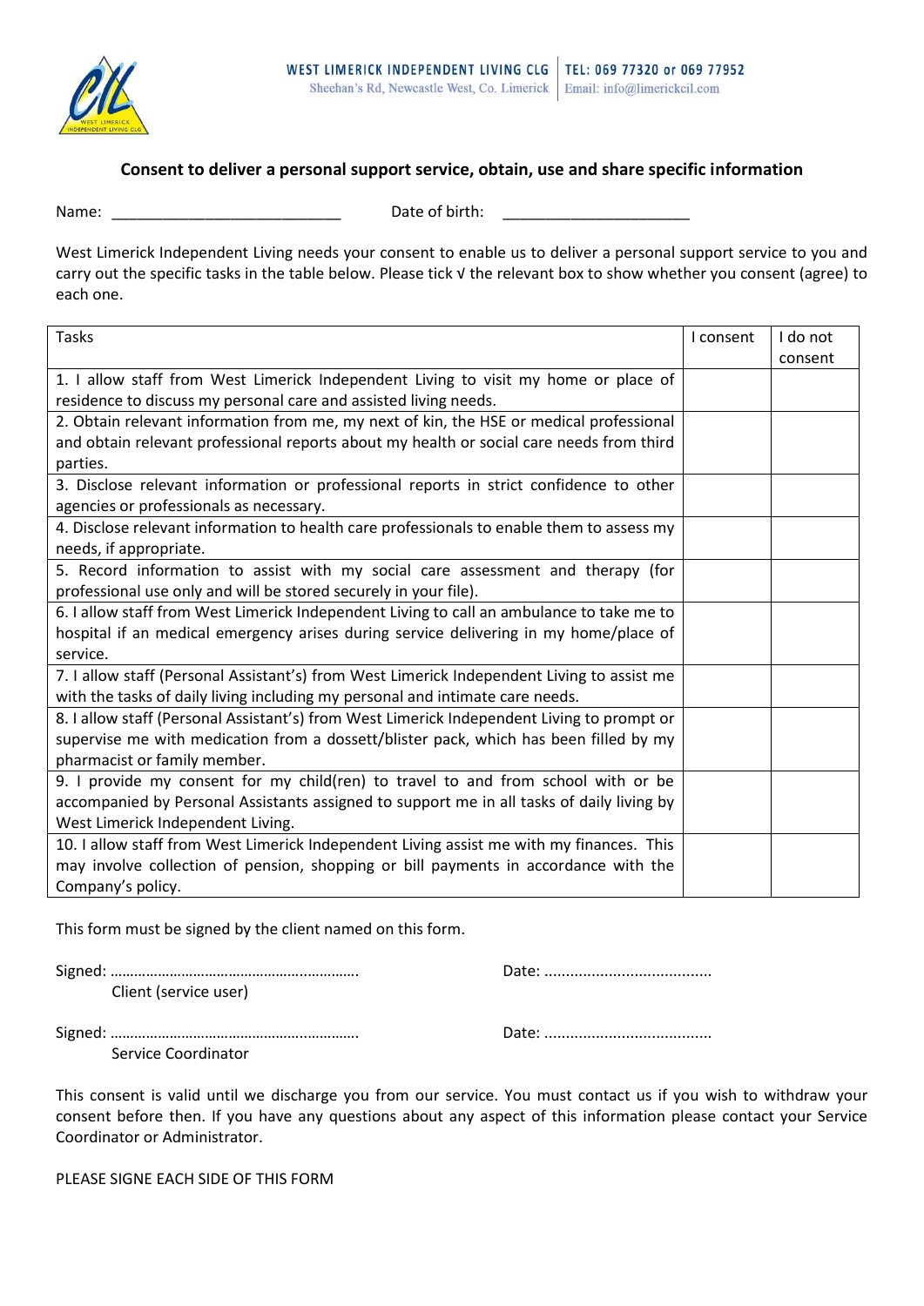WEST LIMERICK INDEPENDENT LIVING CLG
Sheehan's Rd, Newcastle West, Co. Limerick
TEL: 069 77320 or 069 77952
Email: info@limerickcil.com

**Consent to deliver a personal support service, obtain, use and share specific information**

Name: ___________________________ Date of birth: ______________________

West Limerick Independent Living needs your consent to enable us to deliver a personal support service to you and carry out the specific tasks in the table below. Please tick √ the relevant box to show whether you consent (agree) to each one.

| Tasks | I consent | I do not consent |
|---|---|---|
| 1. I allow staff from West Limerick Independent Living to visit my home or place of residence to discuss my personal care and assisted living needs. | | |
| 2. Obtain relevant information from me, my next of kin, the HSE or medical professional and obtain relevant professional reports about my health or social care needs from third parties. | | |
| 3. Disclose relevant information or professional reports in strict confidence to other agencies or professionals as necessary. | | |
| 4. Disclose relevant information to health care professionals to enable them to assess my needs, if appropriate. | | |
| 5. Record information to assist with my social care assessment and therapy (for professional use only and will be stored securely in your file). | | |
| 6. I allow staff from West Limerick Independent Living to call an ambulance to take me to hospital if an medical emergency arises during service delivering in my home/place of service. | | |
| 7. I allow staff (Personal Assistant's) from West Limerick Independent Living to assist me with the tasks of daily living including my personal and intimate care needs. | | |
| 8. I allow staff (Personal Assistant's) from West Limerick Independent Living to prompt or supervise me with medication from a dossett/blister pack, which has been filled by my pharmacist or family member. | | |
| 9. I provide my consent for my child(ren) to travel to and from school with or be accompanied by Personal Assistants assigned to support me in all tasks of daily living by West Limerick Independent Living. | | |
| 10. I allow staff from West Limerick Independent Living assist me with my finances. This may involve collection of pension, shopping or bill payments in accordance with the Company's policy. | | |

This form must be signed by the client named on this form.

Signed: ……………………………………………………. Date: .......................................
Client (service user)

Signed: ……………………………………………………. Date: .......................................
Service Coordinator

This consent is valid until we discharge you from our service. You must contact us if you wish to withdraw your consent before then. If you have any questions about any aspect of this information please contact your Service Coordinator or Administrator.

PLEASE SIGNE EACH SIDE OF THIS FORM